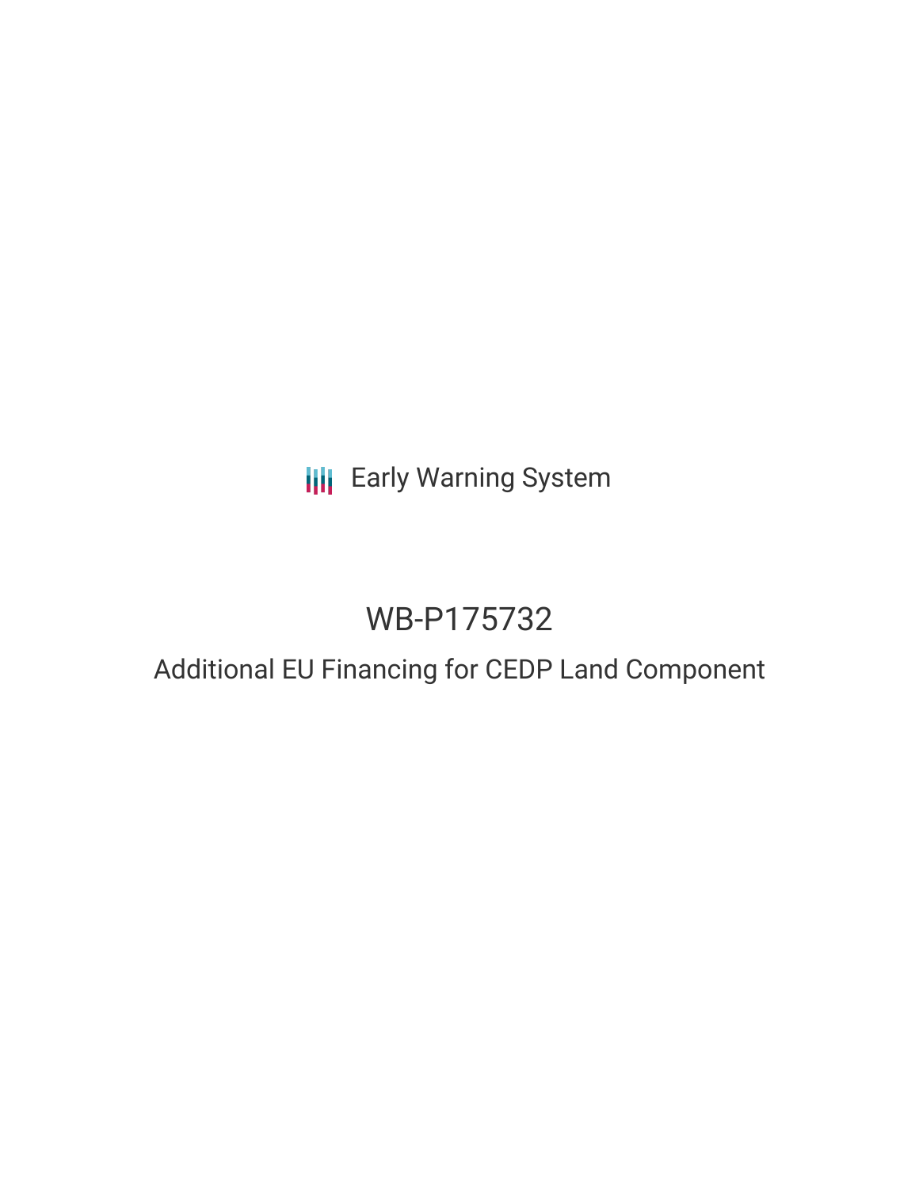Early Warning System

# WB-P175732

## Additional EU Financing for CEDP Land Component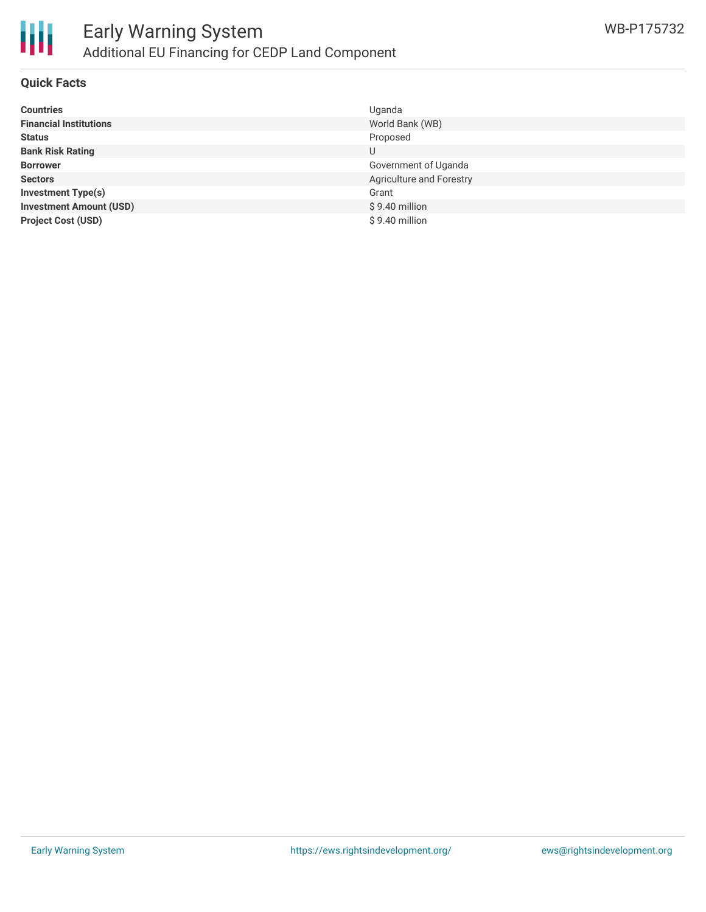# Early Warning System

## Additional EU Financing for CEDP Land Component

WB-P175732

### Quick Facts

| | |
|---|---|
| **Countries** | Uganda |
| **Financial Institutions** | World Bank (WB) |
| **Status** | Proposed |
| **Bank Risk Rating** | U |
| **Borrower** | Government of Uganda |
| **Sectors** | Agriculture and Forestry |
| **Investment Type(s)** | Grant |
| **Investment Amount (USD)** | $ 9.40 million |
| **Project Cost (USD)** | $ 9.40 million |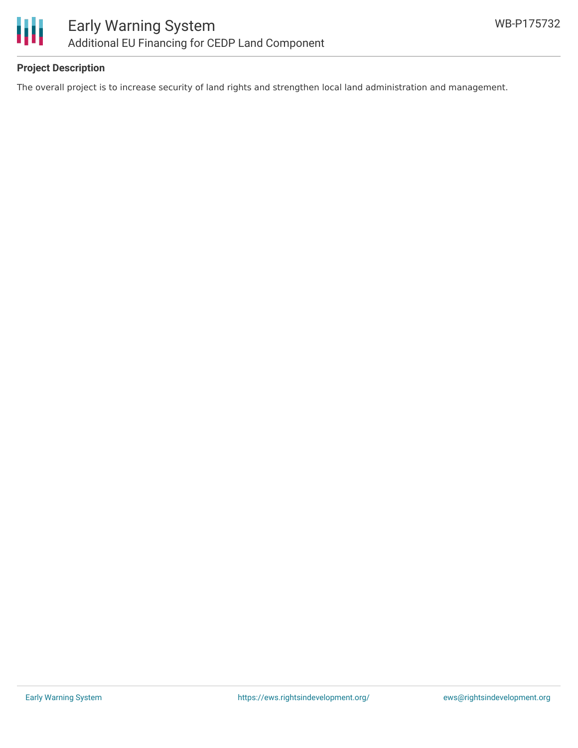**Project Description**

The overall project is to increase security of land rights and strengthen local land administration and management.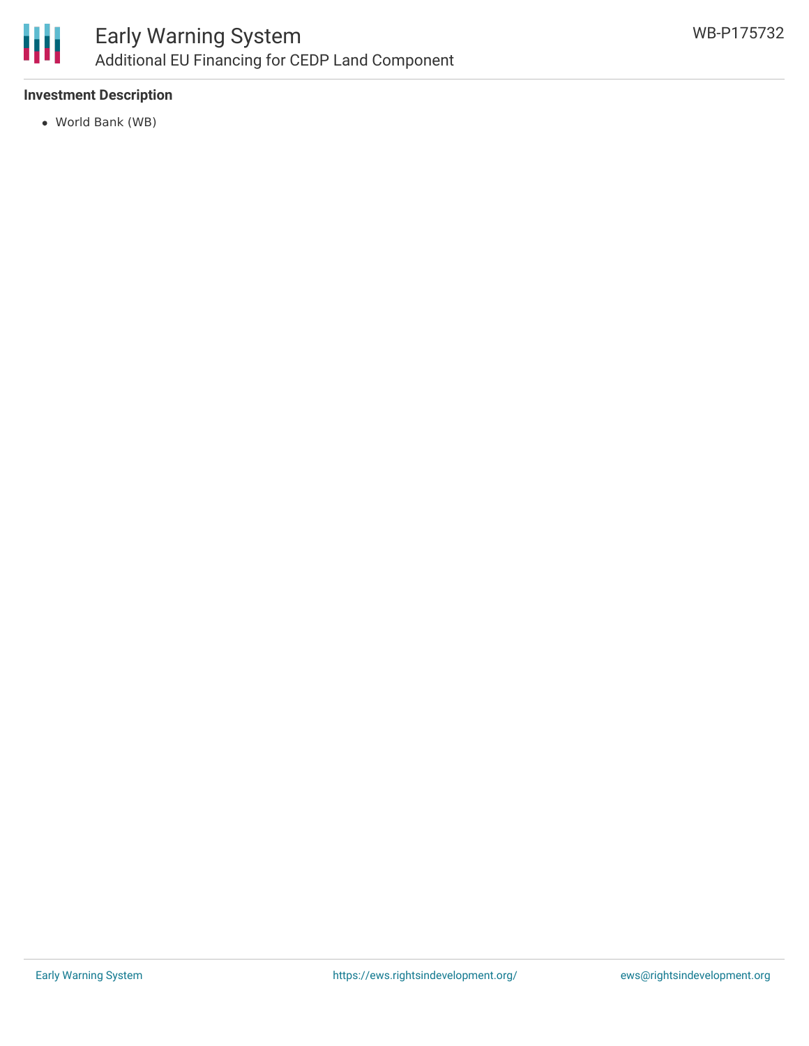**Investment Description**

- World Bank (WB)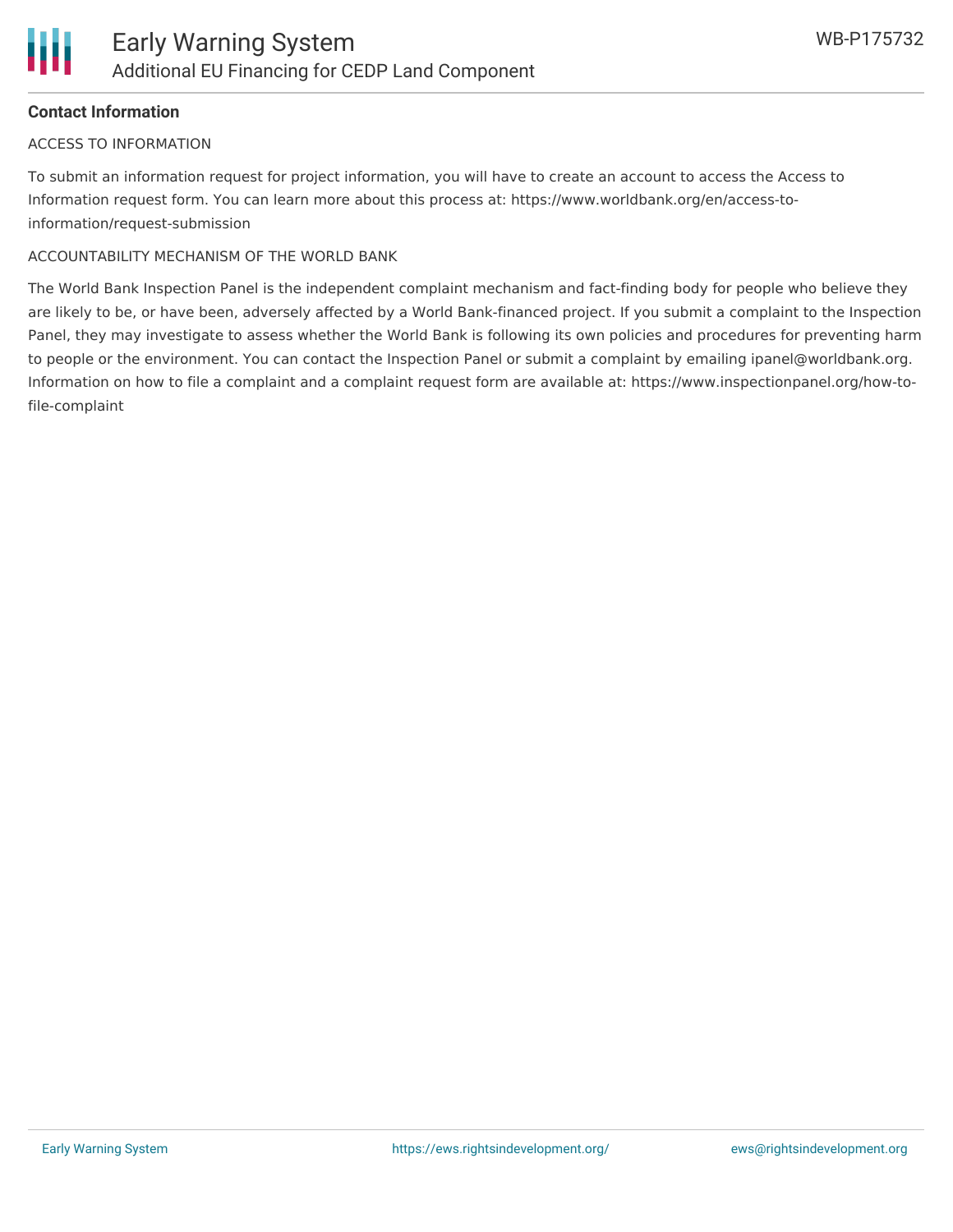**Contact Information**

ACCESS TO INFORMATION

To submit an information request for project information, you will have to create an account to access the Access to Information request form. You can learn more about this process at: https://www.worldbank.org/en/access-to-information/request-submission

ACCOUNTABILITY MECHANISM OF THE WORLD BANK

The World Bank Inspection Panel is the independent complaint mechanism and fact-finding body for people who believe they are likely to be, or have been, adversely affected by a World Bank-financed project. If you submit a complaint to the Inspection Panel, they may investigate to assess whether the World Bank is following its own policies and procedures for preventing harm to people or the environment. You can contact the Inspection Panel or submit a complaint by emailing ipanel@worldbank.org. Information on how to file a complaint and a complaint request form are available at: https://www.inspectionpanel.org/how-to-file-complaint